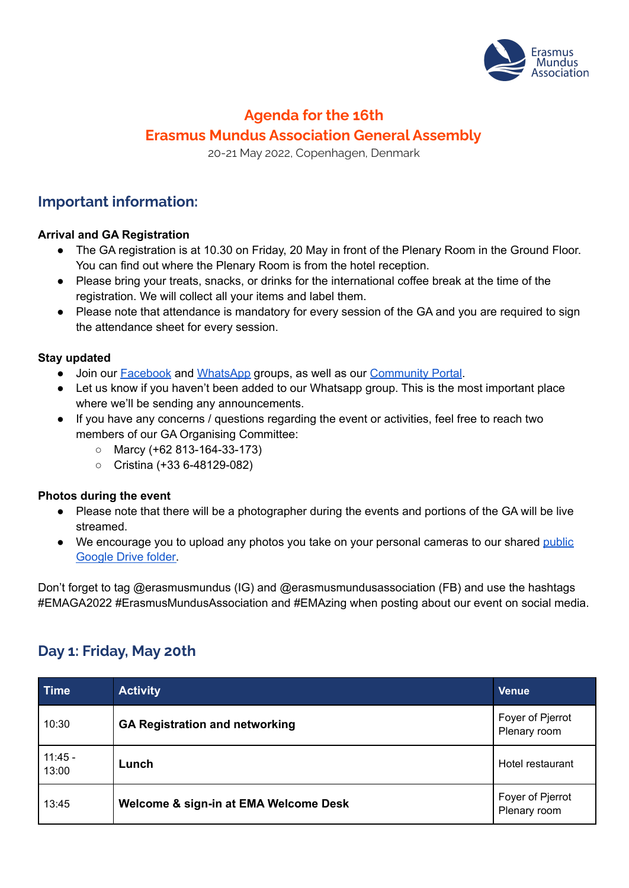# Agenda for the 16th
# Erasmus Mundus Association General Assembly

20-21 May 2022, Copenhagen, Denmark

## Important information:

**Arrival and GA Registration**

- The GA registration is at 10.30 on Friday, 20 May in front of the Plenary Room in the Ground Floor. You can find out where the Plenary Room is from the hotel reception.
- Please bring your treats, snacks, or drinks for the international coffee break at the time of the registration. We will collect all your items and label them.
- Please note that attendance is mandatory for every session of the GA and you are required to sign the attendance sheet for every session.

**Stay updated**

- Join our Facebook and WhatsApp groups, as well as our Community Portal.
- Let us know if you haven't been added to our Whatsapp group. This is the most important place where we'll be sending any announcements.
- If you have any concerns / questions regarding the event or activities, feel free to reach two members of our GA Organising Committee:
  - Marcy (+62 813-164-33-173)
  - Cristina (+33 6-48129-082)

**Photos during the event**

- Please note that there will be a photographer during the events and portions of the GA will be live streamed.
- We encourage you to upload any photos you take on your personal cameras to our shared public Google Drive folder.

Don't forget to tag @erasmusmundus (IG) and @erasmusmundusassociation (FB) and use the hashtags #EMAGA2022 #ErasmusMundusAssociation and #EMAzing when posting about our event on social media.

## Day 1: Friday, May 20th

| Time | Activity | Venue |
|---|---|---|
| 10:30 | **GA Registration and networking** | Foyer of Pjerrot Plenary room |
| 11:45 - 13:00 | **Lunch** | Hotel restaurant |
| 13:45 | **Welcome & sign-in at EMA Welcome Desk** | Foyer of Pjerrot Plenary room |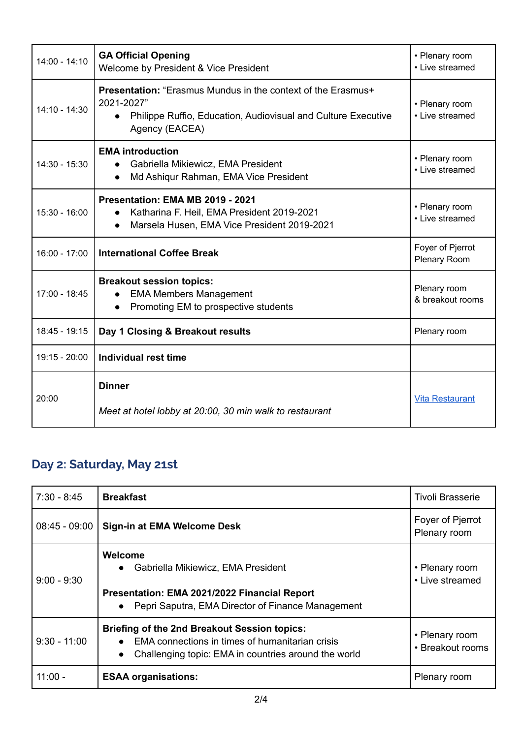| | | |
|---|---|---|
| 14:00 - 14:10 | **GA Official Opening**<br>Welcome by President & Vice President | • Plenary room<br>• Live streamed |
| 14:10 - 14:30 | **Presentation:** "Erasmus Mundus in the context of the Erasmus+ 2021-2027"<br>● Philippe Ruffio, Education, Audiovisual and Culture Executive Agency (EACEA) | • Plenary room<br>• Live streamed |
| 14:30 - 15:30 | **EMA introduction**<br>● Gabriella Mikiewicz, EMA President<br>● Md Ashiqur Rahman, EMA Vice President | • Plenary room<br>• Live streamed |
| 15:30 - 16:00 | **Presentation: EMA MB 2019 - 2021**<br>● Katharina F. Heil, EMA President 2019-2021<br>● Marsela Husen, EMA Vice President 2019-2021 | • Plenary room<br>• Live streamed |
| 16:00 - 17:00 | **International Coffee Break** | Foyer of Pjerrot Plenary Room |
| 17:00 - 18:45 | **Breakout session topics:**<br>● EMA Members Management<br>● Promoting EM to prospective students | Plenary room & breakout rooms |
| 18:45 - 19:15 | **Day 1 Closing & Breakout results** | Plenary room |
| 19:15 - 20:00 | **Individual rest time** | |
| 20:00 | **Dinner**<br><br>*Meet at hotel lobby at 20:00, 30 min walk to restaurant* | Vita Restaurant |

## Day 2: Saturday, May 21st

| | | |
|---|---|---|
| 7:30 - 8:45 | **Breakfast** | Tivoli Brasserie |
| 08:45 - 09:00 | **Sign-in at EMA Welcome Desk** | Foyer of Pjerrot Plenary room |
| 9:00 - 9:30 | **Welcome**<br>● Gabriella Mikiewicz, EMA President<br><br>**Presentation: EMA 2021/2022 Financial Report**<br>● Pepri Saputra, EMA Director of Finance Management | • Plenary room<br>• Live streamed |
| 9:30 - 11:00 | **Briefing of the 2nd Breakout Session topics:**<br>● EMA connections in times of humanitarian crisis<br>● Challenging topic: EMA in countries around the world | • Plenary room<br>• Breakout rooms |
| 11:00 - | **ESAA organisations:** | Plenary room |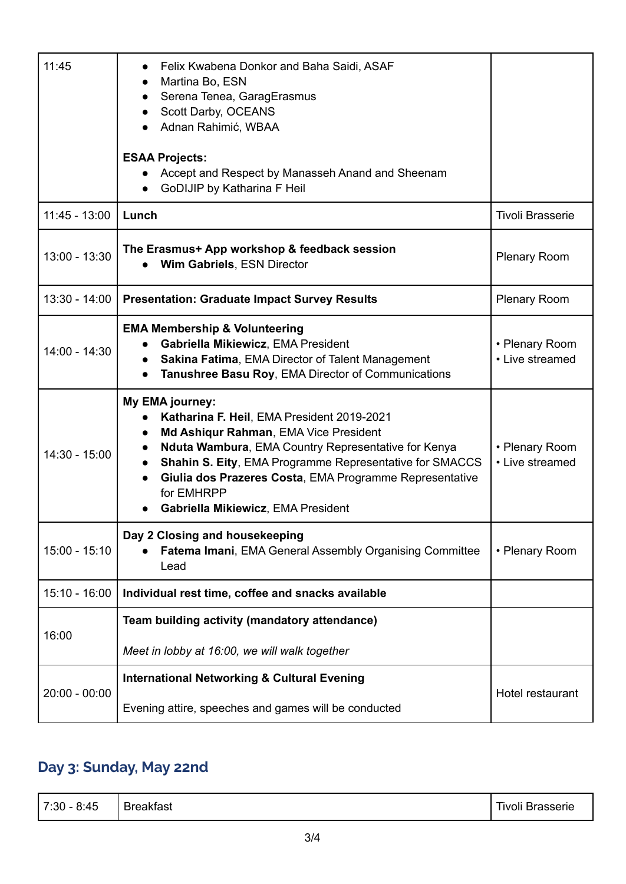| 11:45 | • Felix Kwabena Donkor and Baha Saidi, ASAF<br>• Martina Bo, ESN<br>• Serena Tenea, GaragErasmus<br>• Scott Darby, OCEANS<br>• Adnan Rahimić, WBAA<br><br>**ESAA Projects:**<br>• Accept and Respect by Manasseh Anand and Sheenam<br>• GoDIJIP by Katharina F Heil | |
|---|---|---|
| 11:45 - 13:00 | **Lunch** | Tivoli Brasserie |
| 13:00 - 13:30 | **The Erasmus+ App workshop & feedback session**<br>• **Wim Gabriels**, ESN Director | Plenary Room |
| 13:30 - 14:00 | **Presentation: Graduate Impact Survey Results** | Plenary Room |
| 14:00 - 14:30 | **EMA Membership & Volunteering**<br>• **Gabriella Mikiewicz**, EMA President<br>• **Sakina Fatima**, EMA Director of Talent Management<br>• **Tanushree Basu Roy**, EMA Director of Communications | • Plenary Room<br>• Live streamed |
| 14:30 - 15:00 | **My EMA journey:**<br>• **Katharina F. Heil**, EMA President 2019-2021<br>• **Md Ashiqur Rahman**, EMA Vice President<br>• **Nduta Wambura**, EMA Country Representative for Kenya<br>• **Shahin S. Eity**, EMA Programme Representative for SMACCS<br>• **Giulia dos Prazeres Costa**, EMA Programme Representative for EMHRPP<br>• **Gabriella Mikiewicz**, EMA President | • Plenary Room<br>• Live streamed |
| 15:00 - 15:10 | **Day 2 Closing and housekeeping**<br>• **Fatema Imani**, EMA General Assembly Organising Committee Lead | • Plenary Room |
| 15:10 - 16:00 | **Individual rest time, coffee and snacks available** | |
| 16:00 | **Team building activity (mandatory attendance)**<br><br>*Meet in lobby at 16:00, we will walk together* | |
| 20:00 - 00:00 | **International Networking & Cultural Evening**<br><br>Evening attire, speeches and games will be conducted | Hotel restaurant |

## Day 3: Sunday, May 22nd

| 7:30 - 8:45 | Breakfast | Tivoli Brasserie |
|---|---|---|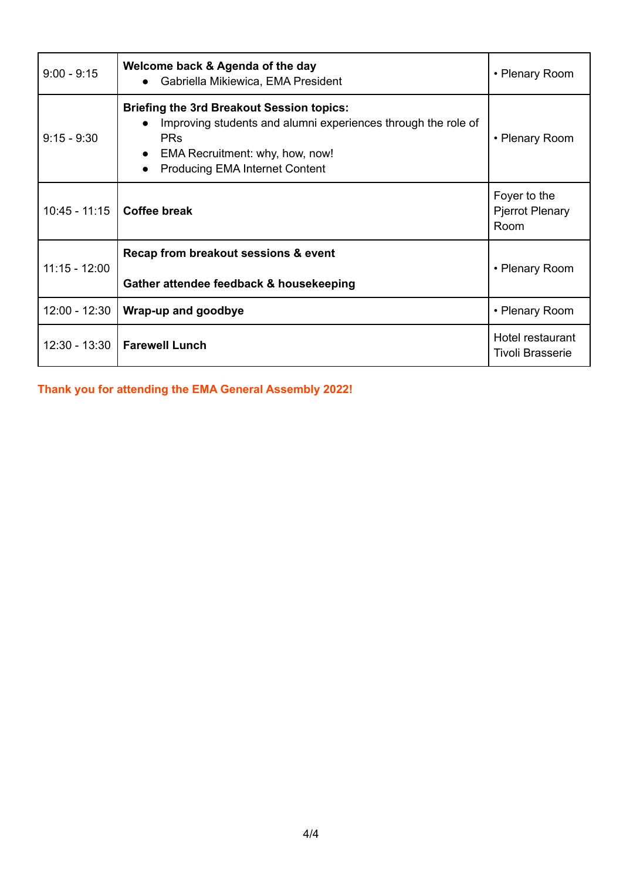| | | |
|---|---|---|
| 9:00 - 9:15 | **Welcome back & Agenda of the day**<br>• Gabriella Mikiewica, EMA President | • Plenary Room |
| 9:15 - 9:30 | **Briefing the 3rd Breakout Session topics:**<br>• Improving students and alumni experiences through the role of PRs<br>• EMA Recruitment: why, how, now!<br>• Producing EMA Internet Content | • Plenary Room |
| 10:45 - 11:15 | **Coffee break** | Foyer to the Pjerrot Plenary Room |
| 11:15 - 12:00 | **Recap from breakout sessions & event**<br><br>**Gather attendee feedback & housekeeping** | • Plenary Room |
| 12:00 - 12:30 | **Wrap-up and goodbye** | • Plenary Room |
| 12:30 - 13:30 | **Farewell Lunch** | Hotel restaurant Tivoli Brasserie |

**Thank you for attending the EMA General Assembly 2022!**